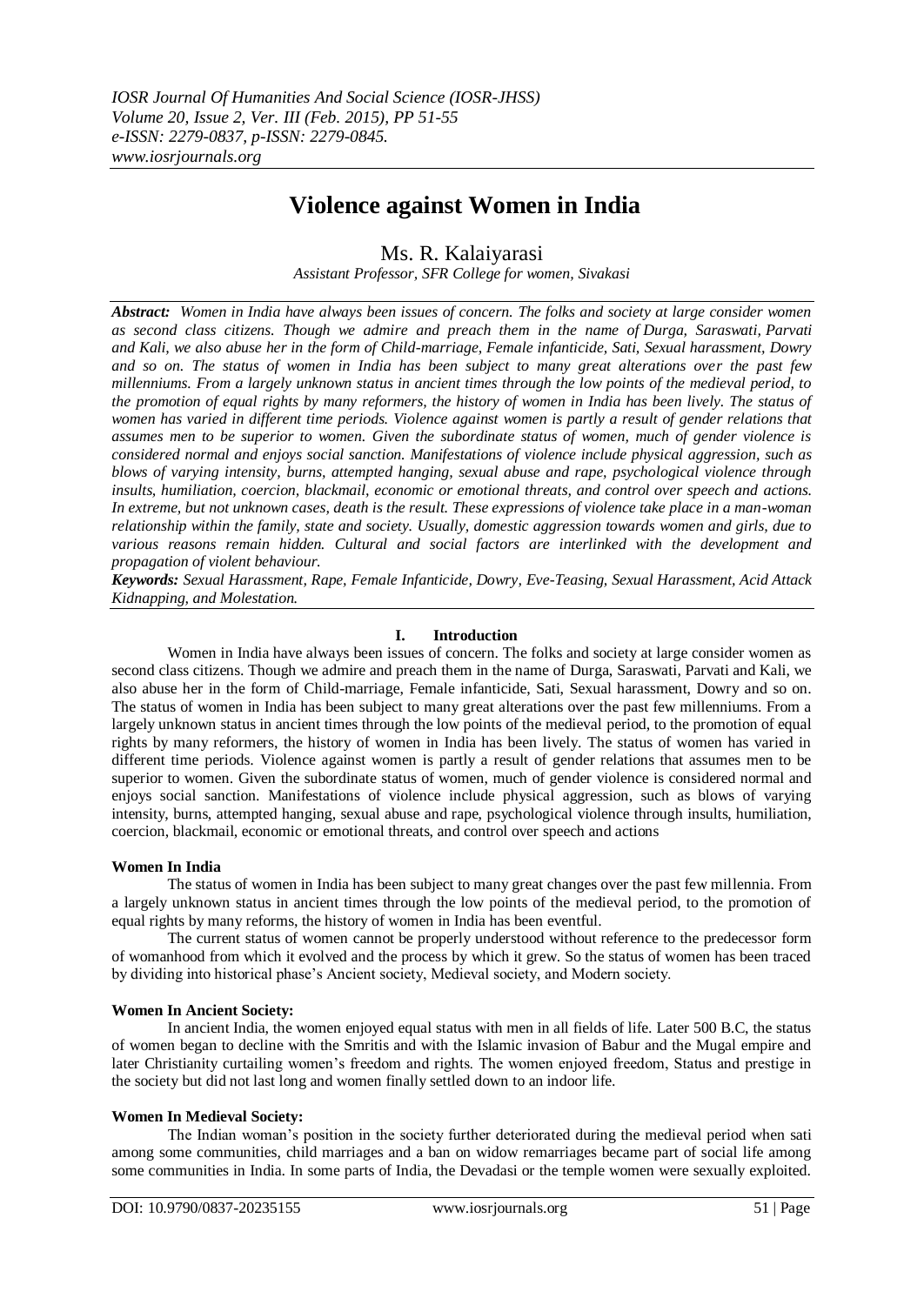# Violence against Women in India

Ms. R. Kalaiyarasi

*Assistant Professor, SFR College for women, Sivakasi*

***Abstract:*** *Women in India have always been issues of concern. The folks and society at large consider women as second class citizens. Though we admire and preach them in the name of Durga, Saraswati, Parvati and Kali, we also abuse her in the form of Child-marriage, Female infanticide, Sati, Sexual harassment, Dowry and so on. The status of women in India has been subject to many great alterations over the past few millenniums. From a largely unknown status in ancient times through the low points of the medieval period, to the promotion of equal rights by many reformers, the history of women in India has been lively. The status of women has varied in different time periods. Violence against women is partly a result of gender relations that assumes men to be superior to women. Given the subordinate status of women, much of gender violence is considered normal and enjoys social sanction. Manifestations of violence include physical aggression, such as blows of varying intensity, burns, attempted hanging, sexual abuse and rape, psychological violence through insults, humiliation, coercion, blackmail, economic or emotional threats, and control over speech and actions. In extreme, but not unknown cases, death is the result. These expressions of violence take place in a man-woman relationship within the family, state and society. Usually, domestic aggression towards women and girls, due to various reasons remain hidden. Cultural and social factors are interlinked with the development and propagation of violent behaviour.*

***Keywords:*** *Sexual Harassment, Rape, Female Infanticide, Dowry, Eve-Teasing, Sexual Harassment, Acid Attack Kidnapping, and Molestation.*

## I. Introduction

Women in India have always been issues of concern. The folks and society at large consider women as second class citizens. Though we admire and preach them in the name of Durga, Saraswati, Parvati and Kali, we also abuse her in the form of Child-marriage, Female infanticide, Sati, Sexual harassment, Dowry and so on. The status of women in India has been subject to many great alterations over the past few millenniums. From a largely unknown status in ancient times through the low points of the medieval period, to the promotion of equal rights by many reformers, the history of women in India has been lively. The status of women has varied in different time periods. Violence against women is partly a result of gender relations that assumes men to be superior to women. Given the subordinate status of women, much of gender violence is considered normal and enjoys social sanction. Manifestations of violence include physical aggression, such as blows of varying intensity, burns, attempted hanging, sexual abuse and rape, psychological violence through insults, humiliation, coercion, blackmail, economic or emotional threats, and control over speech and actions

### Women In India

The status of women in India has been subject to many great changes over the past few millennia. From a largely unknown status in ancient times through the low points of the medieval period, to the promotion of equal rights by many reforms, the history of women in India has been eventful.

The current status of women cannot be properly understood without reference to the predecessor form of womanhood from which it evolved and the process by which it grew. So the status of women has been traced by dividing into historical phase's Ancient society, Medieval society, and Modern society.

### Women In Ancient Society:

In ancient India, the women enjoyed equal status with men in all fields of life. Later 500 B.C, the status of women began to decline with the Smritis and with the Islamic invasion of Babur and the Mugal empire and later Christianity curtailing women's freedom and rights. The women enjoyed freedom, Status and prestige in the society but did not last long and women finally settled down to an indoor life.

### Women In Medieval Society:

The Indian woman's position in the society further deteriorated during the medieval period when sati among some communities, child marriages and a ban on widow remarriages became part of social life among some communities in India. In some parts of India, the Devadasi or the temple women were sexually exploited.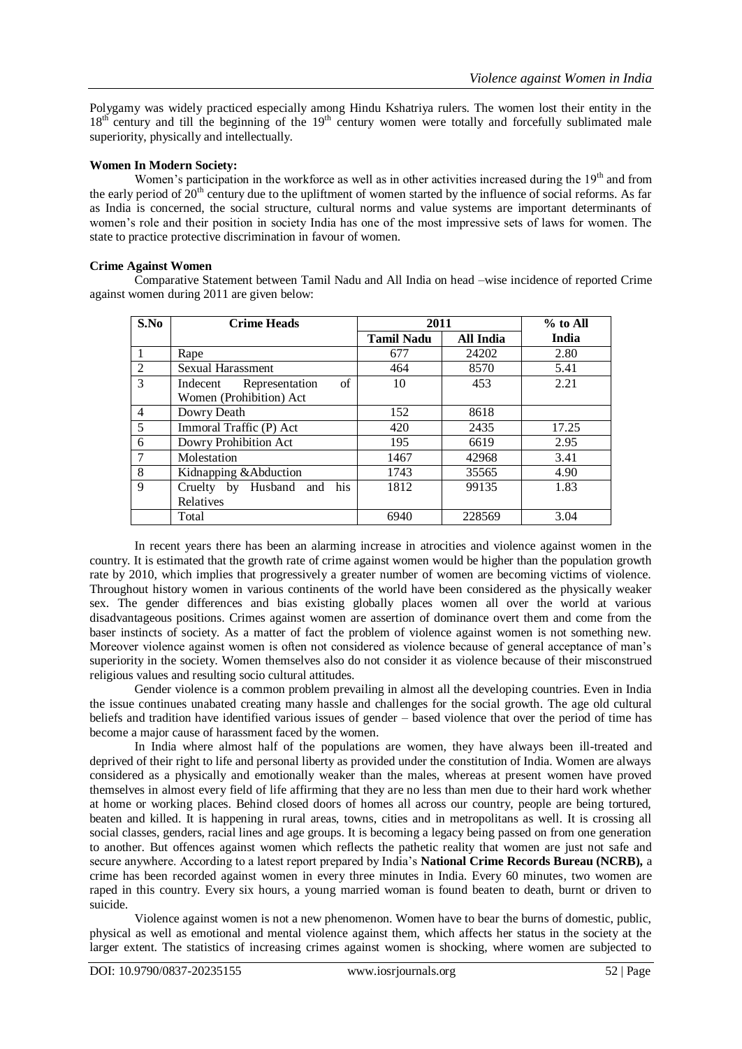Polygamy was widely practiced especially among Hindu Kshatriya rulers. The women lost their entity in the 18th century and till the beginning of the 19th century women were totally and forcefully sublimated male superiority, physically and intellectually.

**Women In Modern Society:**

Women's participation in the workforce as well as in other activities increased during the 19th and from the early period of 20th century due to the upliftment of women started by the influence of social reforms. As far as India is concerned, the social structure, cultural norms and value systems are important determinants of women's role and their position in society India has one of the most impressive sets of laws for women. The state to practice protective discrimination in favour of women.

**Crime Against Women**

Comparative Statement between Tamil Nadu and All India on head –wise incidence of reported Crime against women during 2011 are given below:

| S.No | Crime Heads | 2011 | | % to All India |
|---|---|---|---|---|
| | | **Tamil Nadu** | **All India** | |
| 1 | Rape | 677 | 24202 | 2.80 |
| 2 | Sexual Harassment | 464 | 8570 | 5.41 |
| 3 | Indecent Representation of Women (Prohibition) Act | 10 | 453 | 2.21 |
| 4 | Dowry Death | 152 | 8618 | |
| 5 | Immoral Traffic (P) Act | 420 | 2435 | 17.25 |
| 6 | Dowry Prohibition Act | 195 | 6619 | 2.95 |
| 7 | Molestation | 1467 | 42968 | 3.41 |
| 8 | Kidnapping &Abduction | 1743 | 35565 | 4.90 |
| 9 | Cruelty by Husband and his Relatives | 1812 | 99135 | 1.83 |
| | Total | 6940 | 228569 | 3.04 |

In recent years there has been an alarming increase in atrocities and violence against women in the country. It is estimated that the growth rate of crime against women would be higher than the population growth rate by 2010, which implies that progressively a greater number of women are becoming victims of violence. Throughout history women in various continents of the world have been considered as the physically weaker sex. The gender differences and bias existing globally places women all over the world at various disadvantageous positions. Crimes against women are assertion of dominance overt them and come from the baser instincts of society. As a matter of fact the problem of violence against women is not something new. Moreover violence against women is often not considered as violence because of general acceptance of man's superiority in the society. Women themselves also do not consider it as violence because of their misconstrued religious values and resulting socio cultural attitudes.

Gender violence is a common problem prevailing in almost all the developing countries. Even in India the issue continues unabated creating many hassle and challenges for the social growth. The age old cultural beliefs and tradition have identified various issues of gender – based violence that over the period of time has become a major cause of harassment faced by the women.

In India where almost half of the populations are women, they have always been ill-treated and deprived of their right to life and personal liberty as provided under the constitution of India. Women are always considered as a physically and emotionally weaker than the males, whereas at present women have proved themselves in almost every field of life affirming that they are no less than men due to their hard work whether at home or working places. Behind closed doors of homes all across our country, people are being tortured, beaten and killed. It is happening in rural areas, towns, cities and in metropolitans as well. It is crossing all social classes, genders, racial lines and age groups. It is becoming a legacy being passed on from one generation to another. But offences against women which reflects the pathetic reality that women are just not safe and secure anywhere. According to a latest report prepared by India's **National Crime Records Bureau (NCRB),** a crime has been recorded against women in every three minutes in India. Every 60 minutes, two women are raped in this country. Every six hours, a young married woman is found beaten to death, burnt or driven to suicide.

Violence against women is not a new phenomenon. Women have to bear the burns of domestic, public, physical as well as emotional and mental violence against them, which affects her status in the society at the larger extent. The statistics of increasing crimes against women is shocking, where women are subjected to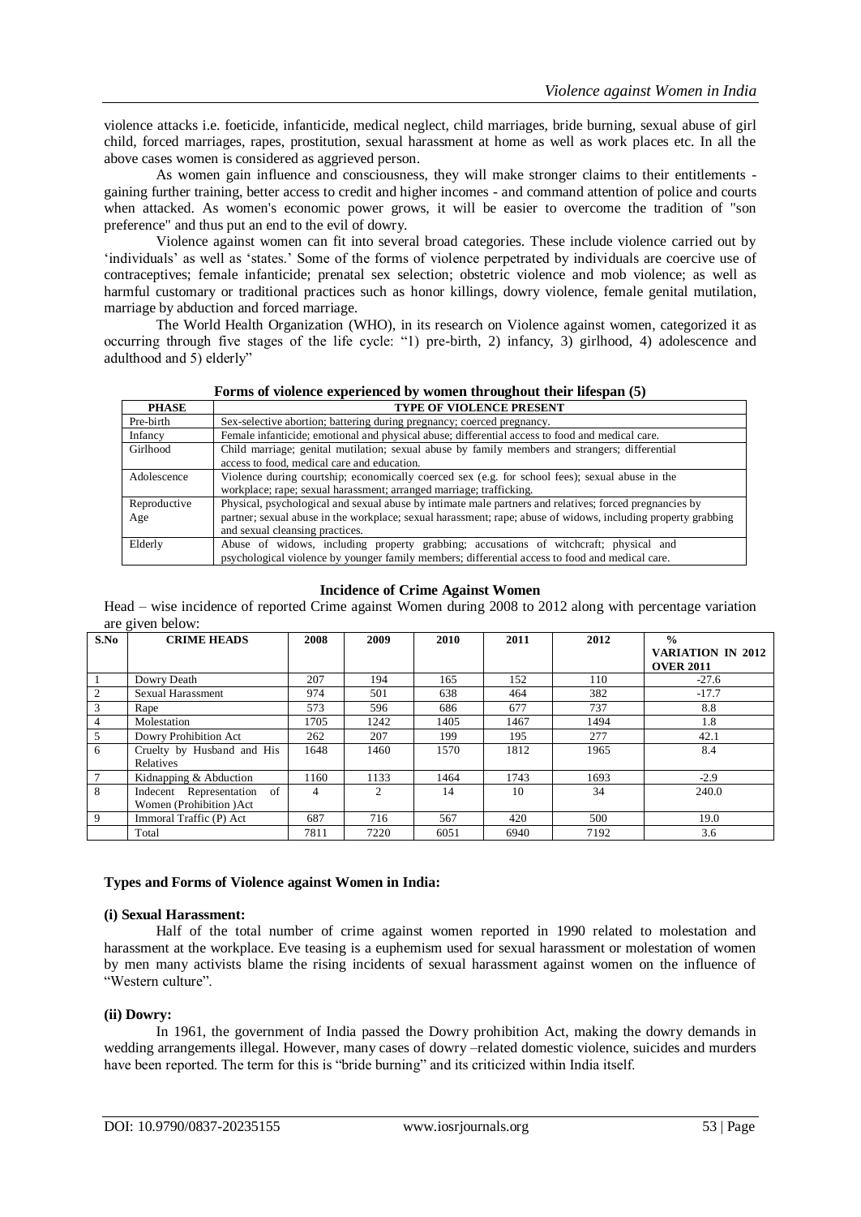violence attacks i.e. foeticide, infanticide, medical neglect, child marriages, bride burning, sexual abuse of girl child, forced marriages, rapes, prostitution, sexual harassment at home as well as work places etc. In all the above cases women is considered as aggrieved person.

As women gain influence and consciousness, they will make stronger claims to their entitlements - gaining further training, better access to credit and higher incomes - and command attention of police and courts when attacked. As women's economic power grows, it will be easier to overcome the tradition of "son preference" and thus put an end to the evil of dowry.

Violence against women can fit into several broad categories. These include violence carried out by 'individuals' as well as 'states.' Some of the forms of violence perpetrated by individuals are coercive use of contraceptives; female infanticide; prenatal sex selection; obstetric violence and mob violence; as well as harmful customary or traditional practices such as honor killings, dowry violence, female genital mutilation, marriage by abduction and forced marriage.

The World Health Organization (WHO), in its research on Violence against women, categorized it as occurring through five stages of the life cycle: "1) pre-birth, 2) infancy, 3) girlhood, 4) adolescence and adulthood and 5) elderly"

**Forms of violence experienced by women throughout their lifespan (5)**

| PHASE | TYPE OF VIOLENCE PRESENT |
|---|---|
| Pre-birth | Sex-selective abortion; battering during pregnancy; coerced pregnancy. |
| Infancy | Female infanticide; emotional and physical abuse; differential access to food and medical care. |
| Girlhood | Child marriage; genital mutilation; sexual abuse by family members and strangers; differential access to food, medical care and education. |
| Adolescence | Violence during courtship; economically coerced sex (e.g. for school fees); sexual abuse in the workplace; rape; sexual harassment; arranged marriage; trafficking. |
| Reproductive Age | Physical, psychological and sexual abuse by intimate male partners and relatives; forced pregnancies by partner; sexual abuse in the workplace; sexual harassment; rape; abuse of widows, including property grabbing and sexual cleansing practices. |
| Elderly | Abuse of widows, including property grabbing; accusations of witchcraft; physical and psychological violence by younger family members; differential access to food and medical care. |

**Incidence of Crime Against Women**

Head – wise incidence of reported Crime against Women during 2008 to 2012 along with percentage variation are given below:

| S.No | CRIME HEADS | 2008 | 2009 | 2010 | 2011 | 2012 | % VARIATION IN 2012 OVER 2011 |
|---|---|---|---|---|---|---|---|
| 1 | Dowry Death | 207 | 194 | 165 | 152 | 110 | -27.6 |
| 2 | Sexual Harassment | 974 | 501 | 638 | 464 | 382 | -17.7 |
| 3 | Rape | 573 | 596 | 686 | 677 | 737 | 8.8 |
| 4 | Molestation | 1705 | 1242 | 1405 | 1467 | 1494 | 1.8 |
| 5 | Dowry Prohibition Act | 262 | 207 | 199 | 195 | 277 | 42.1 |
| 6 | Cruelty by Husband and His Relatives | 1648 | 1460 | 1570 | 1812 | 1965 | 8.4 |
| 7 | Kidnapping & Abduction | 1160 | 1133 | 1464 | 1743 | 1693 | -2.9 |
| 8 | Indecent Representation of Women (Prohibition )Act | 4 | 2 | 14 | 10 | 34 | 240.0 |
| 9 | Immoral Traffic (P) Act | 687 | 716 | 567 | 420 | 500 | 19.0 |
| | Total | 7811 | 7220 | 6051 | 6940 | 7192 | 3.6 |

## Types and Forms of Violence against Women in India:

### (i) Sexual Harassment:

Half of the total number of crime against women reported in 1990 related to molestation and harassment at the workplace. Eve teasing is a euphemism used for sexual harassment or molestation of women by men many activists blame the rising incidents of sexual harassment against women on the influence of "Western culture".

### (ii) Dowry:

In 1961, the government of India passed the Dowry prohibition Act, making the dowry demands in wedding arrangements illegal. However, many cases of dowry –related domestic violence, suicides and murders have been reported. The term for this is "bride burning" and its criticized within India itself.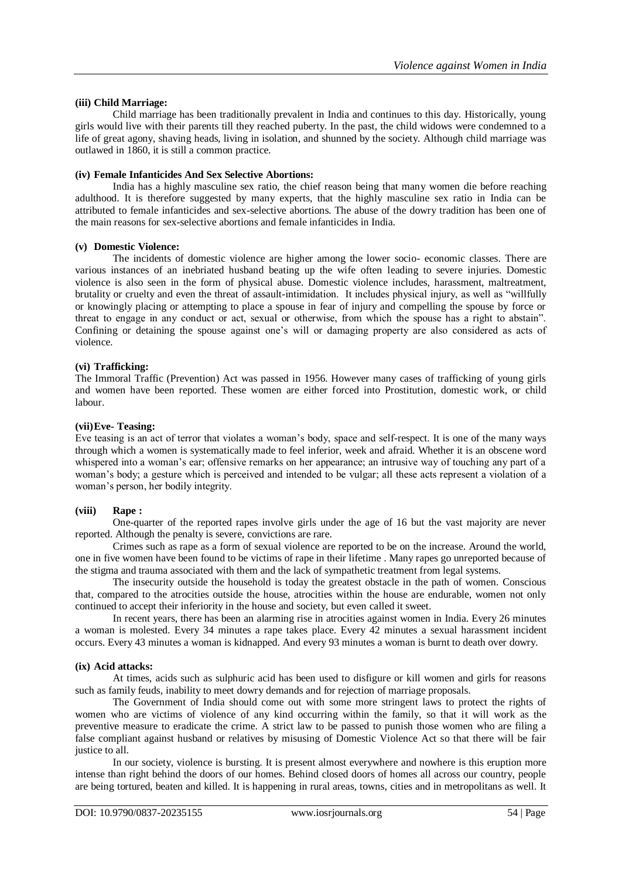**(iii) Child Marriage:**

Child marriage has been traditionally prevalent in India and continues to this day. Historically, young girls would live with their parents till they reached puberty. In the past, the child widows were condemned to a life of great agony, shaving heads, living in isolation, and shunned by the society. Although child marriage was outlawed in 1860, it is still a common practice.

**(iv) Female Infanticides And Sex Selective Abortions:**

India has a highly masculine sex ratio, the chief reason being that many women die before reaching adulthood. It is therefore suggested by many experts, that the highly masculine sex ratio in India can be attributed to female infanticides and sex-selective abortions. The abuse of the dowry tradition has been one of the main reasons for sex-selective abortions and female infanticides in India.

**(v) Domestic Violence:**

The incidents of domestic violence are higher among the lower socio- economic classes. There are various instances of an inebriated husband beating up the wife often leading to severe injuries. Domestic violence is also seen in the form of physical abuse. Domestic violence includes, harassment, maltreatment, brutality or cruelty and even the threat of assault-intimidation. It includes physical injury, as well as "willfully or knowingly placing or attempting to place a spouse in fear of injury and compelling the spouse by force or threat to engage in any conduct or act, sexual or otherwise, from which the spouse has a right to abstain". Confining or detaining the spouse against one's will or damaging property are also considered as acts of violence.

**(vi) Trafficking:**

The Immoral Traffic (Prevention) Act was passed in 1956. However many cases of trafficking of young girls and women have been reported. These women are either forced into Prostitution, domestic work, or child labour.

**(vii)Eve- Teasing:**

Eve teasing is an act of terror that violates a woman's body, space and self-respect. It is one of the many ways through which a women is systematically made to feel inferior, week and afraid. Whether it is an obscene word whispered into a woman's ear; offensive remarks on her appearance; an intrusive way of touching any part of a woman's body; a gesture which is perceived and intended to be vulgar; all these acts represent a violation of a woman's person, her bodily integrity.

**(viii) Rape :**

One-quarter of the reported rapes involve girls under the age of 16 but the vast majority are never reported. Although the penalty is severe, convictions are rare.

Crimes such as rape as a form of sexual violence are reported to be on the increase. Around the world, one in five women have been found to be victims of rape in their lifetime . Many rapes go unreported because of the stigma and trauma associated with them and the lack of sympathetic treatment from legal systems.

The insecurity outside the household is today the greatest obstacle in the path of women. Conscious that, compared to the atrocities outside the house, atrocities within the house are endurable, women not only continued to accept their inferiority in the house and society, but even called it sweet.

In recent years, there has been an alarming rise in atrocities against women in India. Every 26 minutes a woman is molested. Every 34 minutes a rape takes place. Every 42 minutes a sexual harassment incident occurs. Every 43 minutes a woman is kidnapped. And every 93 minutes a woman is burnt to death over dowry.

**(ix) Acid attacks:**

At times, acids such as sulphuric acid has been used to disfigure or kill women and girls for reasons such as family feuds, inability to meet dowry demands and for rejection of marriage proposals.

The Government of India should come out with some more stringent laws to protect the rights of women who are victims of violence of any kind occurring within the family, so that it will work as the preventive measure to eradicate the crime. A strict law to be passed to punish those women who are filing a false compliant against husband or relatives by misusing of Domestic Violence Act so that there will be fair justice to all.

In our society, violence is bursting. It is present almost everywhere and nowhere is this eruption more intense than right behind the doors of our homes. Behind closed doors of homes all across our country, people are being tortured, beaten and killed. It is happening in rural areas, towns, cities and in metropolitans as well. It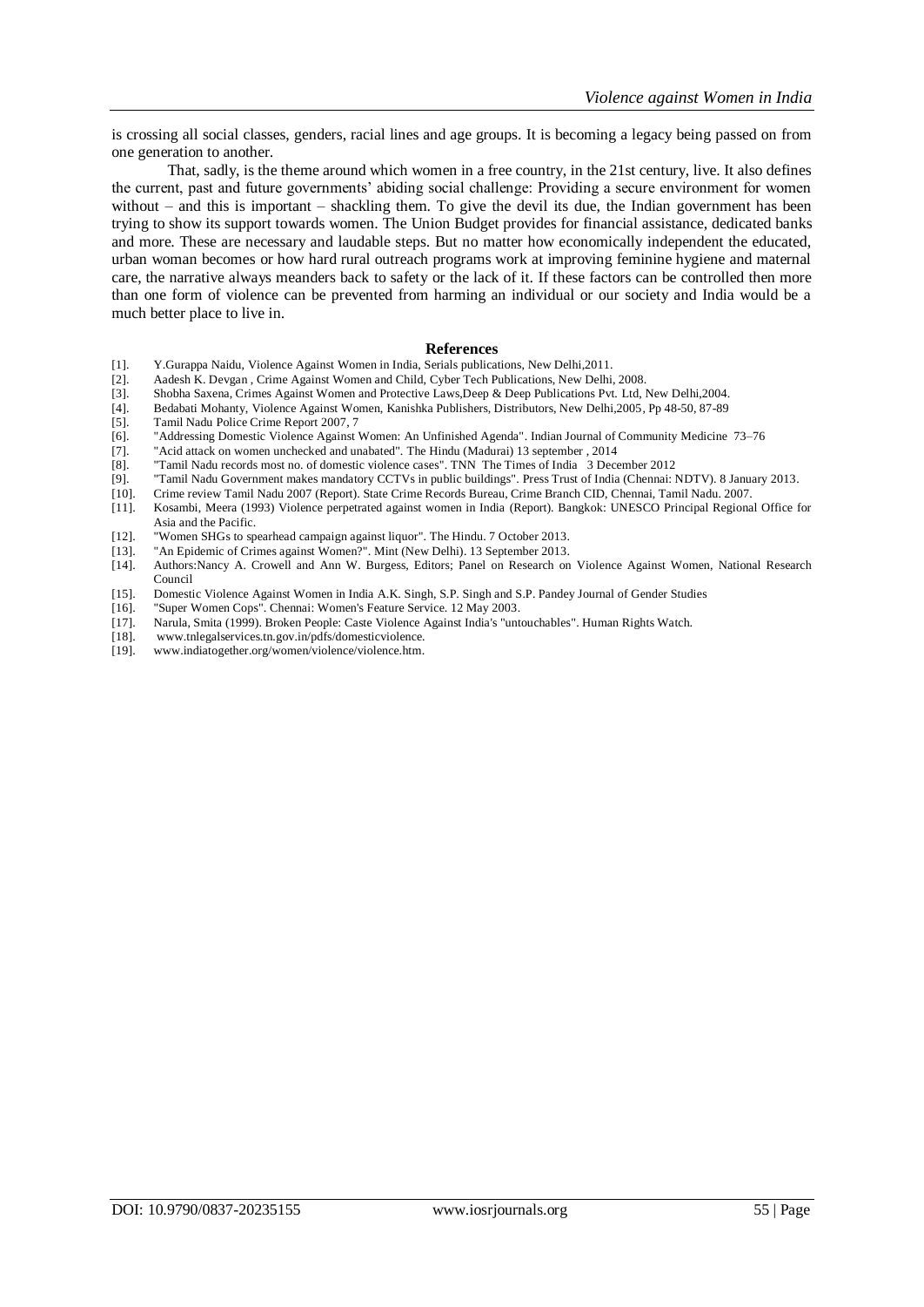is crossing all social classes, genders, racial lines and age groups. It is becoming a legacy being passed on from one generation to another.

That, sadly, is the theme around which women in a free country, in the 21st century, live. It also defines the current, past and future governments' abiding social challenge: Providing a secure environment for women without – and this is important – shackling them. To give the devil its due, the Indian government has been trying to show its support towards women. The Union Budget provides for financial assistance, dedicated banks and more. These are necessary and laudable steps. But no matter how economically independent the educated, urban woman becomes or how hard rural outreach programs work at improving feminine hygiene and maternal care, the narrative always meanders back to safety or the lack of it. If these factors can be controlled then more than one form of violence can be prevented from harming an individual or our society and India would be a much better place to live in.

## References

[1]. Y.Gurappa Naidu, Violence Against Women in India, Serials publications, New Delhi,2011.
[2]. Aadesh K. Devgan , Crime Against Women and Child, Cyber Tech Publications, New Delhi, 2008.
[3]. Shobha Saxena, Crimes Against Women and Protective Laws,Deep & Deep Publications Pvt. Ltd, New Delhi,2004.
[4]. Bedabati Mohanty, Violence Against Women, Kanishka Publishers, Distributors, New Delhi,2005, Pp 48-50, 87-89
[5]. Tamil Nadu Police Crime Report 2007, 7
[6]. "Addressing Domestic Violence Against Women: An Unfinished Agenda". Indian Journal of Community Medicine 73–76
[7]. "Acid attack on women unchecked and unabated". The Hindu (Madurai) 13 september , 2014
[8]. "Tamil Nadu records most no. of domestic violence cases". TNN The Times of India 3 December 2012
[9]. "Tamil Nadu Government makes mandatory CCTVs in public buildings". Press Trust of India (Chennai: NDTV). 8 January 2013.
[10]. Crime review Tamil Nadu 2007 (Report). State Crime Records Bureau, Crime Branch CID, Chennai, Tamil Nadu. 2007.
[11]. Kosambi, Meera (1993) Violence perpetrated against women in India (Report). Bangkok: UNESCO Principal Regional Office for Asia and the Pacific.
[12]. "Women SHGs to spearhead campaign against liquor". The Hindu. 7 October 2013.
[13]. "An Epidemic of Crimes against Women?". Mint (New Delhi). 13 September 2013.
[14]. Authors:Nancy A. Crowell and Ann W. Burgess, Editors; Panel on Research on Violence Against Women, National Research Council
[15]. Domestic Violence Against Women in India A.K. Singh, S.P. Singh and S.P. Pandey Journal of Gender Studies
[16]. "Super Women Cops". Chennai: Women's Feature Service. 12 May 2003.
[17]. Narula, Smita (1999). Broken People: Caste Violence Against India's "untouchables". Human Rights Watch.
[18]. www.tnlegalservices.tn.gov.in/pdfs/domesticviolence.
[19]. www.indiatogether.org/women/violence/violence.htm.